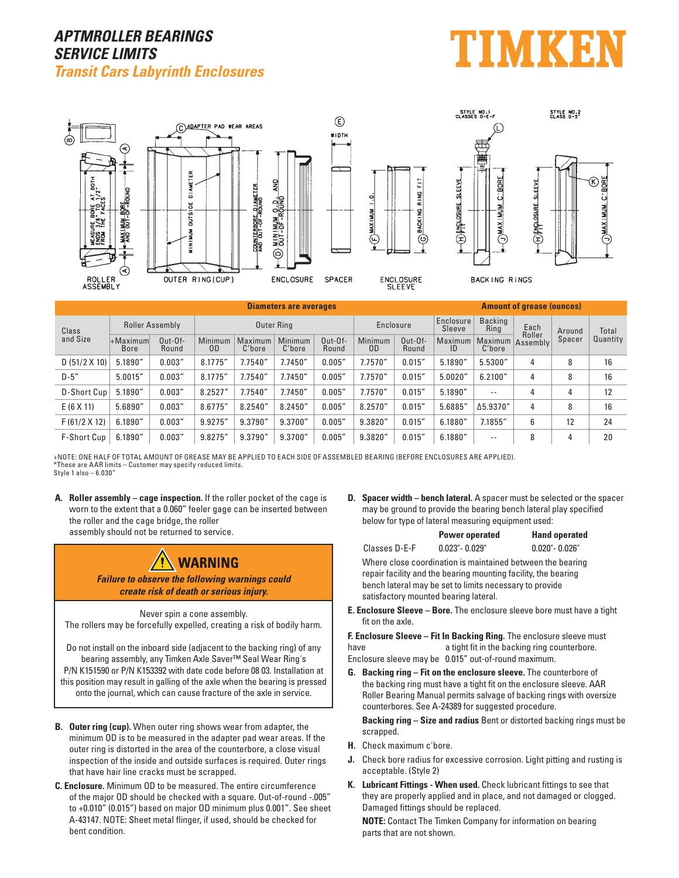# APTMROLLER BEARINGS SERVICE LIMITS

## Transit Cars Labyrinth Enclosures

TIMKEN

| Class and Size | Roller Assembly | | Outer Ring | | | | Enclosure | | Enclosure Sleeve | Backing Ring | Each Roller Assembly | Around Spacer | Total Quantity |
|---|---|---|---|---|---|---|---|---|---|---|---|---|---|
| | +Maximum Bore | Out-Of-Round | Minimum OD | Maximum C'bore | Minimum C'bore | Out-Of-Round | Minimum OD | Out-Of-Round | Maximum ID | Maximum C'bore | | | |
| D (51/2 X 10) | 5.1890" | 0.003" | 8.1775" | 7.7540" | 7.7450" | 0.005" | 7.7570" | 0.015" | 5.1890" | 5.5300" | 4 | 8 | 16 |
| D-5" | 5.0015" | 0.003" | 8.1775" | 7.7540" | 7.7450" | 0.005" | 7.7570" | 0.015" | 5.0020" | 6.2100" | 4 | 8 | 16 |
| D-Short Cup | 5.1890" | 0.003" | 8.2527" | 7.7540" | 7.7450" | 0.005" | 7.7570" | 0.015" | 5.1890" | -- | 4 | 4 | 12 |
| E (6 X 11) | 5.6890" | 0.003" | 8.6775" | 8.2540" | 8.2450" | 0.005" | 8.2570" | 0.015" | 5.6885" | Δ5.9370" | 4 | 8 | 16 |
| F (61/2 X 12) | 6.1890" | 0.003" | 9.9275" | 9.3790" | 9.3700" | 0.005" | 9.3820" | 0.015" | 6.1880" | 7.1855" | 6 | 12 | 24 |
| F-Short Cup | 6.1890" | 0.003" | 9.8275" | 9.3790" | 9.3700" | 0.005" | 9.3820" | 0.015" | 6.1880" | -- | 8 | 4 | 20 |

Diameters are averages (Roller Assembly through Backing Ring columns); Amount of grease (ounces) (Each Roller Assembly, Around Spacer, Total Quantity columns).

+NOTE: ONE HALF OF TOTAL AMOUNT OF GREASE MAY BE APPLIED TO EACH SIDE OF ASSEMBLED BEARING (BEFORE ENCLOSURES ARE APPLIED).
*These are AAR limits – Customer may specify reduced limits.
Style 1 also – 6.030"

**A. Roller assembly – cage inspection.** If the roller pocket of the cage is worn to the extent that a 0.060" feeler gage can be inserted between the roller and the cage bridge, the roller assembly should not be returned to service.

> **⚠ WARNING**
>
> ***Failure to observe the following warnings could create risk of death or serious injury.***
>
> Never spin a cone assembly.
> The rollers may be forcefully expelled, creating a risk of bodily harm.
>
> Do not install on the inboard side (adjacent to the backing ring) of any bearing assembly, any Timken Axle Saver™ Seal Wear Ring's P/N K151590 or P/N K153392 with date code before 08 03. Installation at this position may result in galling of the axle when the bearing is pressed onto the journal, which can cause fracture of the axle in service.

**B. Outer ring (cup).** When outer ring shows wear from adapter, the minimum OD is to be measured in the adapter pad wear areas. If the outer ring is distorted in the area of the counterbore, a close visual inspection of the inside and outside surfaces is required. Outer rings that have hair line cracks must be scrapped.

**C. Enclosure.** Minimum OD to be measured. The entire circumference of the major OD should be checked with a square. Out-of-round -.005" to +0.010" (0.015") based on major OD minimum plus 0.001". See sheet A-43147. NOTE: Sheet metal flinger, if used, should be checked for bent condition.

**D. Spacer width – bench lateral.** A spacer must be selected or the spacer may be ground to provide the bearing bench lateral play specified below for type of lateral measuring equipment used:

| | Power operated | Hand operated |
|---|---|---|
| Classes D-E-F | 0.023"- 0.029" | 0.020"- 0.026" |

Where close coordination is maintained between the bearing repair facility and the bearing mounting facility, the bearing bench lateral may be set to limits necessary to provide satisfactory mounted bearing lateral.

**E. Enclosure Sleeve – Bore.** The enclosure sleeve bore must have a tight fit on the axle.

**F. Enclosure Sleeve – Fit In Backing Ring.** The enclosure sleeve must have a tight fit in the backing ring counterbore. Enclosure sleeve may be 0.015" out-of-round maximum.

**G. Backing ring – Fit on the enclosure sleeve.** The counterbore of the backing ring must have a tight fit on the enclosure sleeve. AAR Roller Bearing Manual permits salvage of backing rings with oversize counterbores. See A-24389 for suggested procedure.

**Backing ring – Size and radius** Bent or distorted backing rings must be scrapped.

**H.** Check maximum c'bore.

**J.** Check bore radius for excessive corrosion. Light pitting and rusting is acceptable. (Style 2)

**K. Lubricant Fittings - When used.** Check lubricant fittings to see that they are properly applied and in place, and not damaged or clogged. Damaged fittings should be replaced.

**NOTE:** Contact The Timken Company for information on bearing parts that are not shown.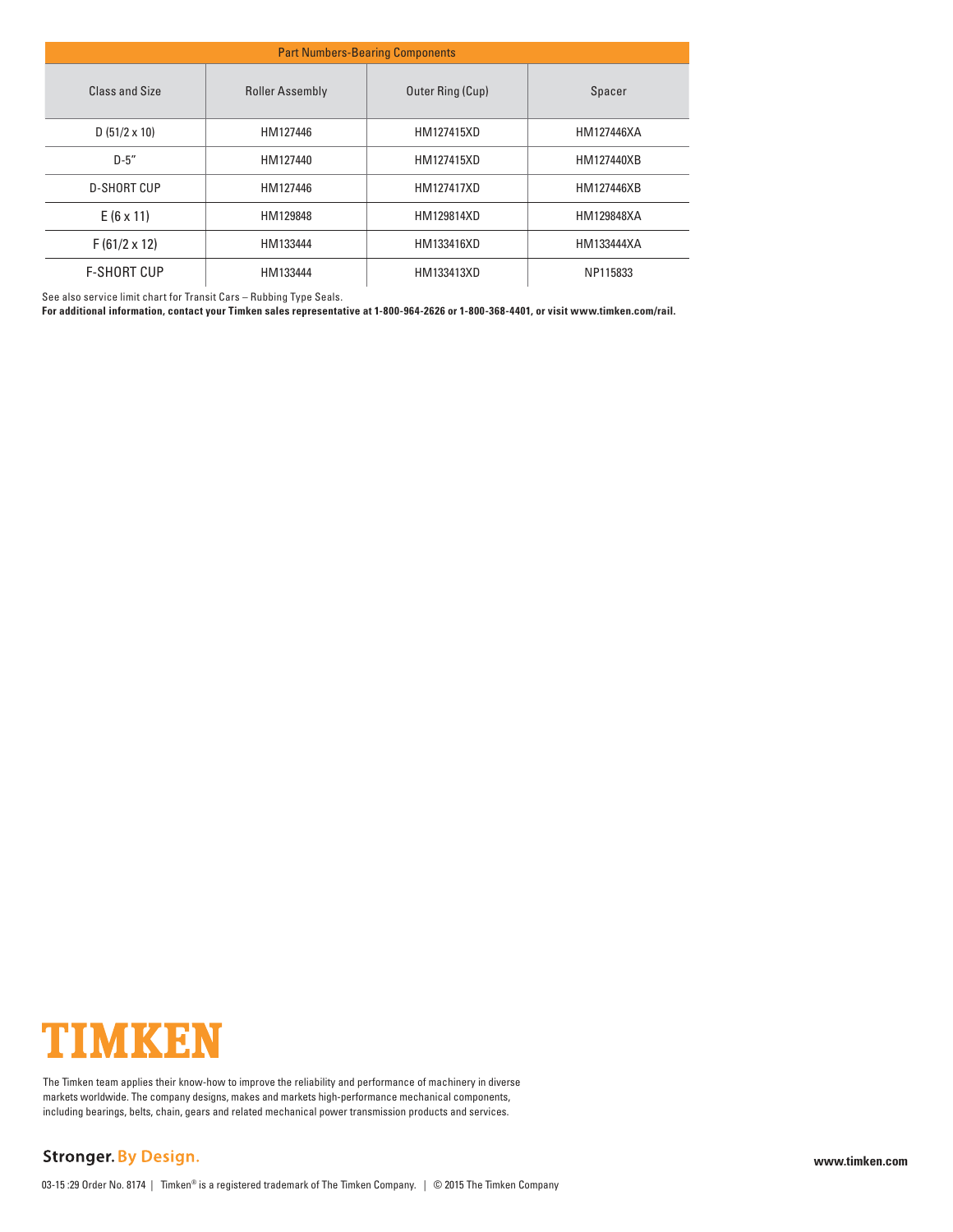| Part Numbers-Bearing Components | | | |
|---|---|---|---|
| Class and Size | Roller Assembly | Outer Ring (Cup) | Spacer |
| D (51/2 x 10) | HM127446 | HM127415XD | HM127446XA |
| D-5″ | HM127440 | HM127415XD | HM127440XB |
| D-SHORT CUP | HM127446 | HM127417XD | HM127446XB |
| E (6 x 11) | HM129848 | HM129814XD | HM129848XA |
| F (61/2 x 12) | HM133444 | HM133416XD | HM133444XA |
| F-SHORT CUP | HM133444 | HM133413XD | NP115833 |

See also service limit chart for Transit Cars – Rubbing Type Seals.

**For additional information, contact your Timken sales representative at 1-800-964-2626 or 1-800-368-4401, or visit www.timken.com/rail.**

**TIMKEN**

The Timken team applies their know-how to improve the reliability and performance of machinery in diverse markets worldwide. The company designs, makes and markets high-performance mechanical components, including bearings, belts, chain, gears and related mechanical power transmission products and services.

**Stronger. By Design.**

**www.timken.com**

03-15 :29 Order No. 8174 | Timken® is a registered trademark of The Timken Company. | © 2015 The Timken Company